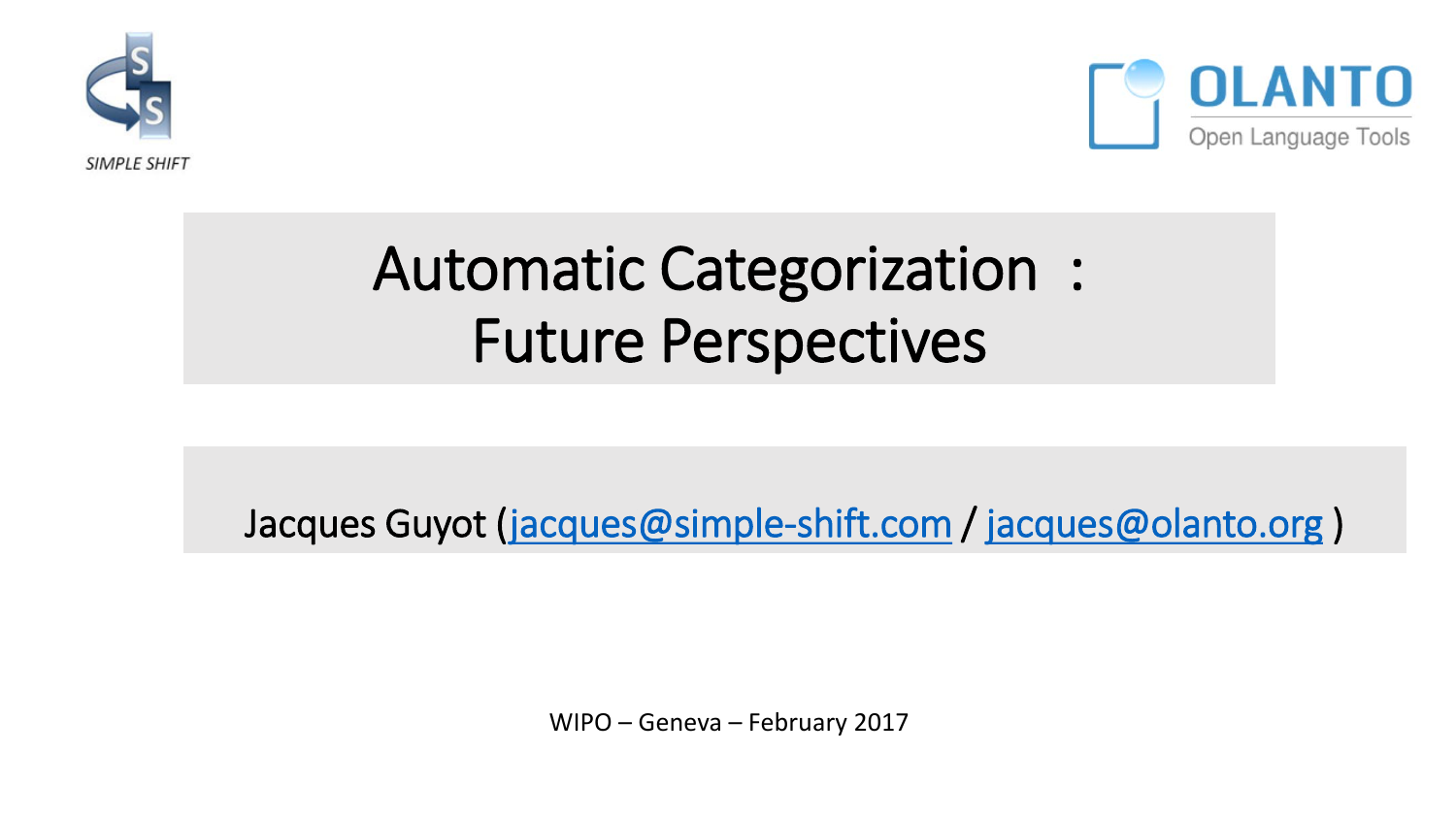SIMPLE SHIFT

OLANTO

Open Language Tools

# Automatic Categorization : Future Perspectives

Jacques Guyot (jacques@simple-shift.com / jacques@olanto.org )

WIPO – Geneva – February 2017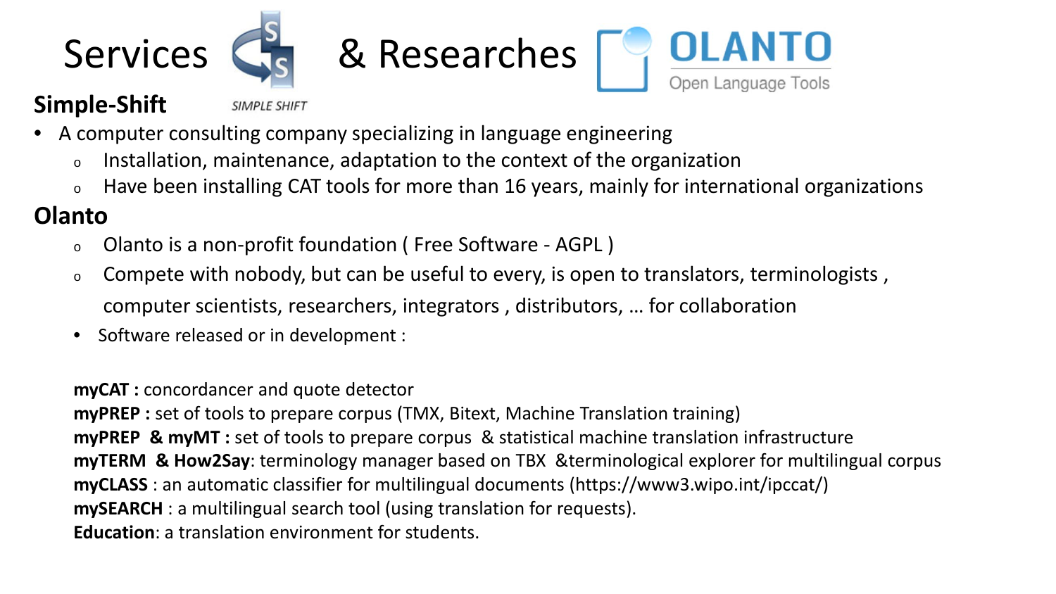# Services & Researches

SIMPLE SHIFT

OLANTO
Open Language Tools

## Simple-Shift

- A computer consulting company specializing in language engineering
  - Installation, maintenance, adaptation to the context of the organization
  - Have been installing CAT tools for more than 16 years, mainly for international organizations

## Olanto

- Olanto is a non-profit foundation ( Free Software - AGPL )
- Compete with nobody, but can be useful to every, is open to translators, terminologists , computer scientists, researchers, integrators , distributors, … for collaboration
- Software released or in development :

**myCAT :** concordancer and quote detector
**myPREP :** set of tools to prepare corpus (TMX, Bitext, Machine Translation training)
**myPREP & myMT :** set of tools to prepare corpus & statistical machine translation infrastructure
**myTERM & How2Say**: terminology manager based on TBX &terminological explorer for multilingual corpus
**myCLASS** : an automatic classifier for multilingual documents (https://www3.wipo.int/ipccat/)
**mySEARCH** : a multilingual search tool (using translation for requests).
**Education**: a translation environment for students.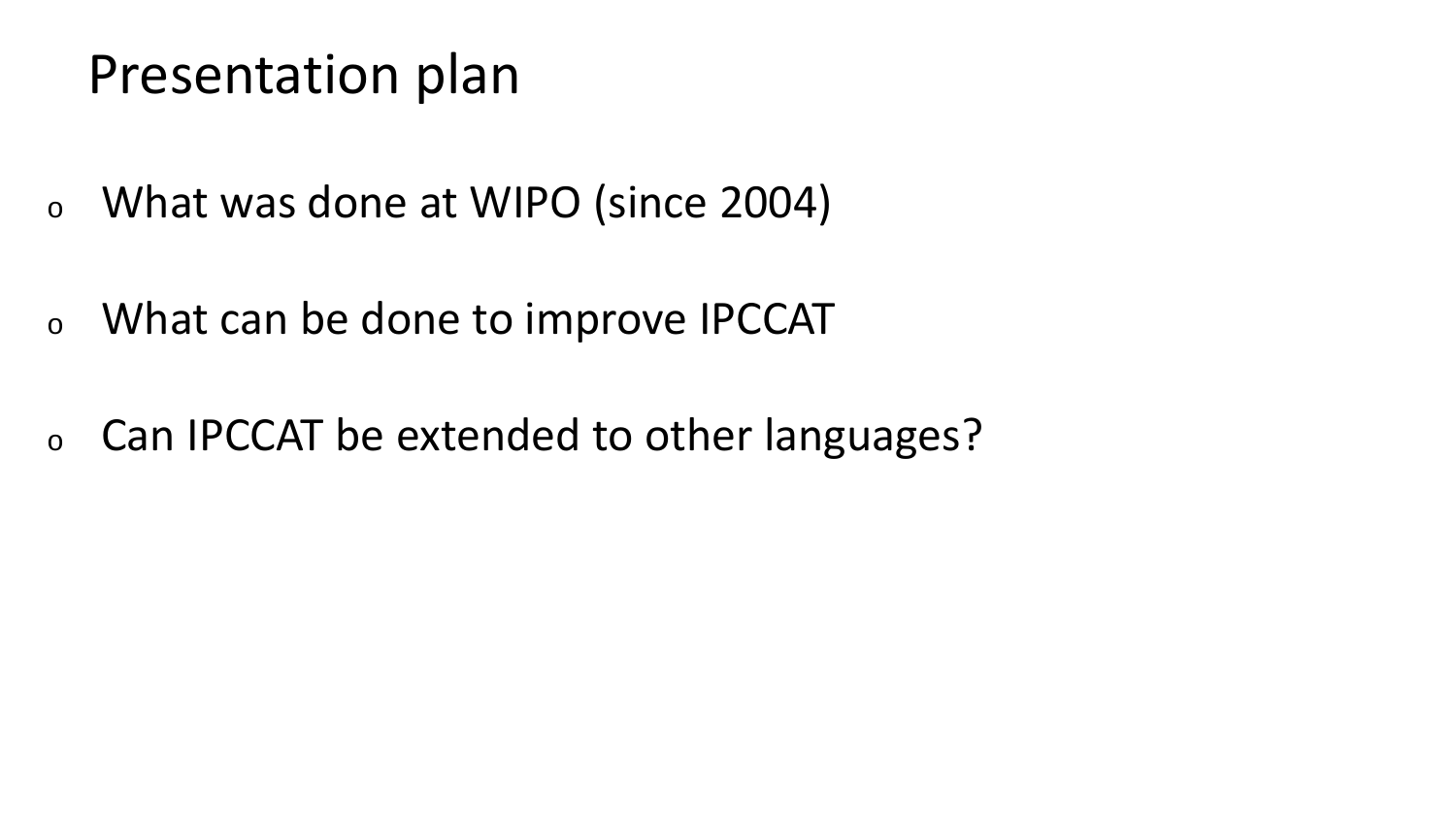# Presentation plan

- What was done at WIPO (since 2004)
- What can be done to improve IPCCAT
- Can IPCCAT be extended to other languages?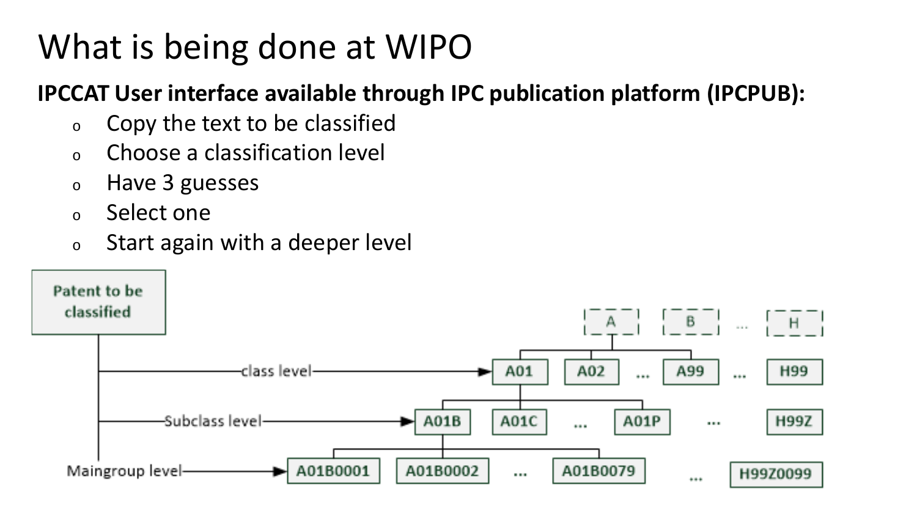# What is being done at WIPO

**IPCCAT User interface available through IPC publication platform (IPCPUB):**

- Copy the text to be classified
- Choose a classification level
- Have 3 guesses
- Select one
- Start again with a deeper level

Patent to be classified

class level

Subclass level

Maingroup level

A
B
...
H

A01
A02
...
A99
...
H99

A01B
A01C
...
A01P
...
H99Z

A01B0001
A01B0002
...
A01B0079
...
H99Z0099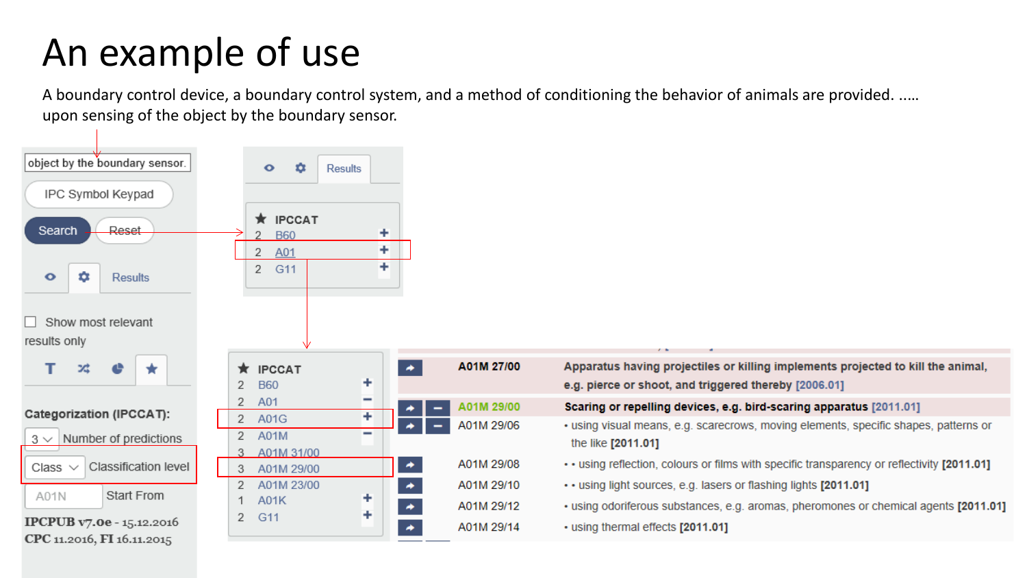# An example of use

A boundary control device, a boundary control system, and a method of conditioning the behavior of animals are provided. ..... upon sensing of the object by the boundary sensor.

object by the boundary sensor.

IPC Symbol Keypad

Search Reset

Results

Show most relevant results only

Categorization (IPCCAT):

3 Number of predictions

Class Classification level

A01N Start From

IPCPUB v7.0e - 15.12.2016
CPC 11.2016, FI 16.11.2015

Results

IPCCAT
2 B60
2 A01
2 G11

IPCCAT
2 B60
2 A01
2 A01G
2 A01M
3 A01M 31/00
3 A01M 29/00
2 A01M 23/00
1 A01K
2 G11

| | |
|---|---|
| A01M 27/00 | Apparatus having projectiles or killing implements projected to kill the animal, e.g. pierce or shoot, and triggered thereby [2006.01] |
| A01M 29/00 | Scaring or repelling devices, e.g. bird-scaring apparatus [2011.01] |
| A01M 29/06 | • using visual means, e.g. scarecrows, moving elements, specific shapes, patterns or the like [2011.01] |
| A01M 29/08 | • • using reflection, colours or films with specific transparency or reflectivity [2011.01] |
| A01M 29/10 | • • using light sources, e.g. lasers or flashing lights [2011.01] |
| A01M 29/12 | • using odoriferous substances, e.g. aromas, pheromones or chemical agents [2011.01] |
| A01M 29/14 | • using thermal effects [2011.01] |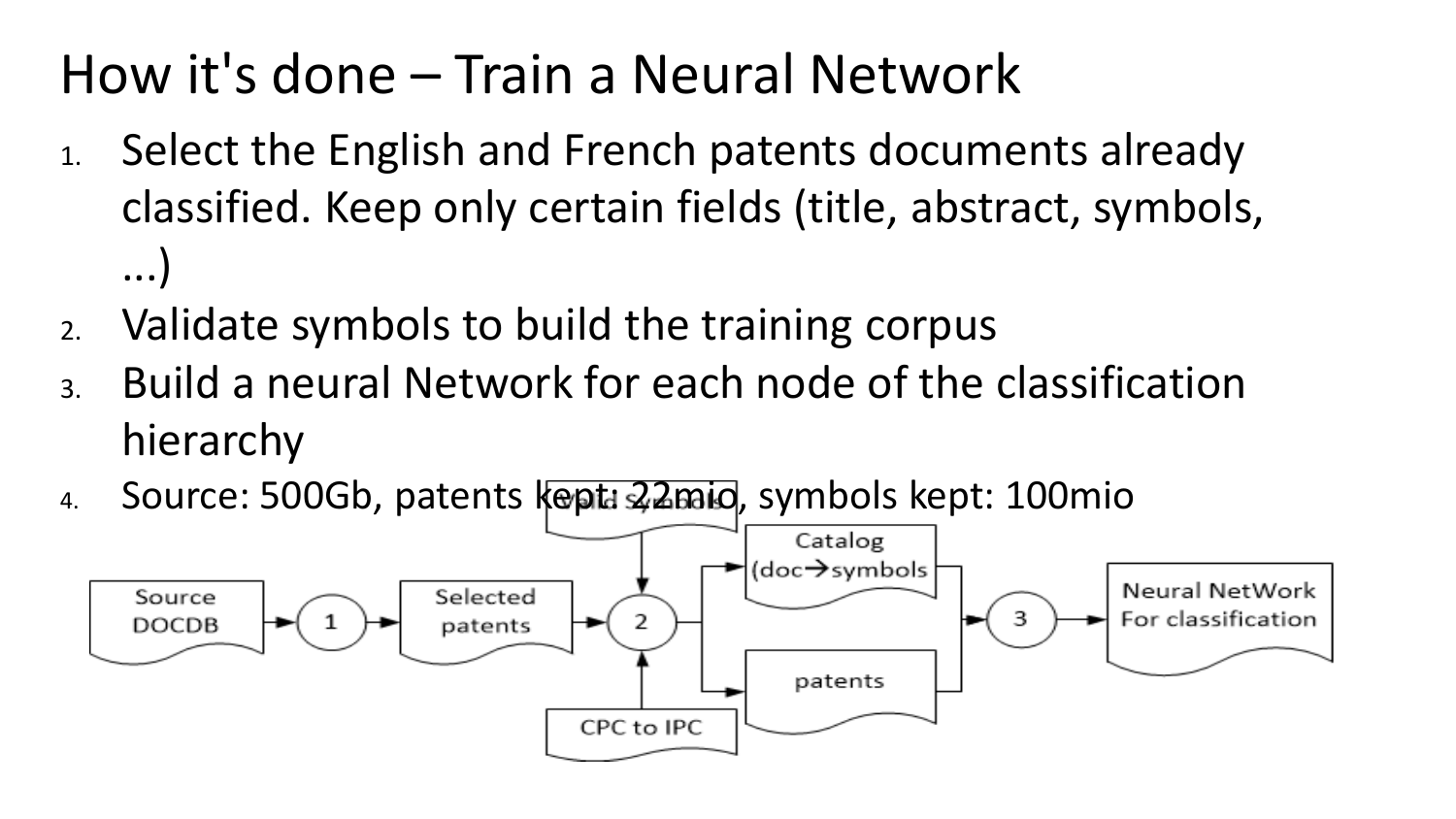# How it's done – Train a Neural Network

1. Select the English and French patents documents already classified. Keep only certain fields (title, abstract, symbols, ...)
2. Validate symbols to build the training corpus
3. Build a neural Network for each node of the classification hierarchy
4. Source: 500Gb, patents kept: 22mio, symbols kept: 100mio

Source DOCDB

1

Selected patents

Valid symbols

2

CPC to IPC

Catalog (doc→symbols

patents

3

Neural NetWork For classification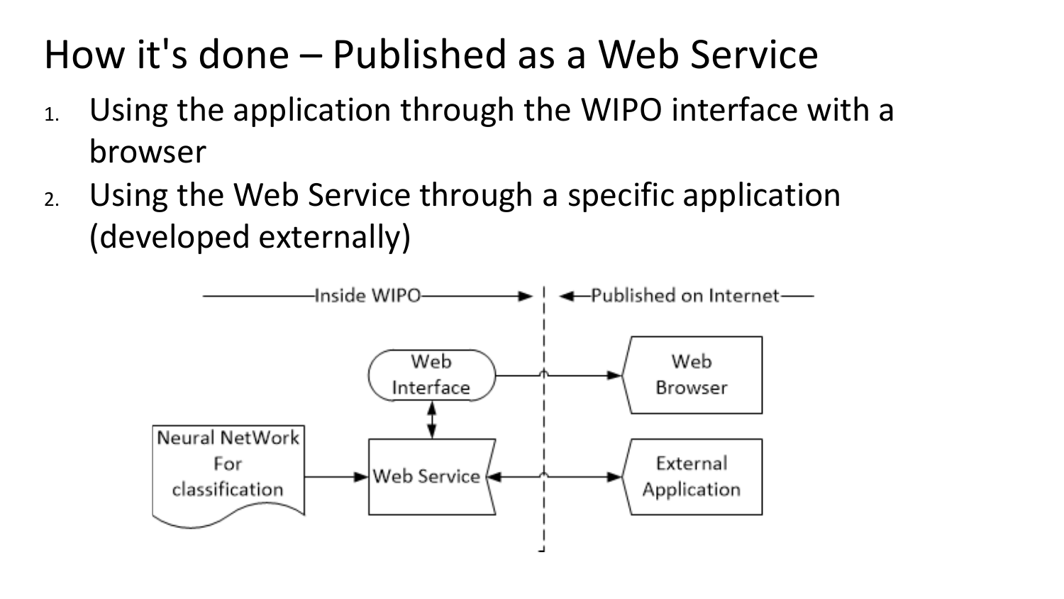# How it's done – Published as a Web Service

1. Using the application through the WIPO interface with a browser
2. Using the Web Service through a specific application (developed externally)

Inside WIPO

Published on Internet

Web Interface

Web Browser

Neural NetWork For classification

Web Service

External Application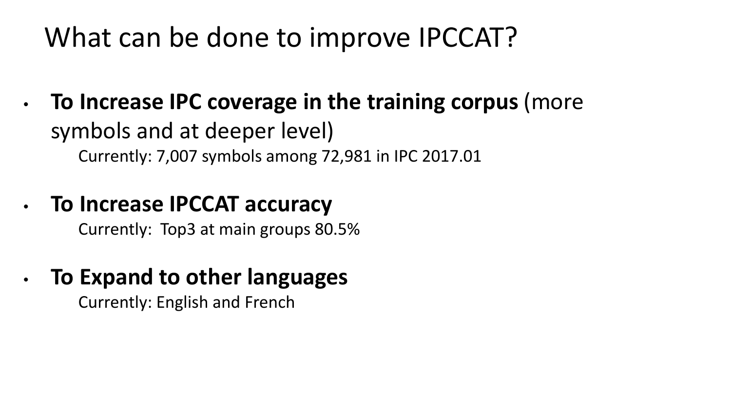# What can be done to improve IPCCAT?

- **To Increase IPC coverage in the training corpus** (more symbols and at deeper level)

  Currently: 7,007 symbols among 72,981 in IPC 2017.01

- **To Increase IPCCAT accuracy**

  Currently: Top3 at main groups 80.5%

- **To Expand to other languages**

  Currently: English and French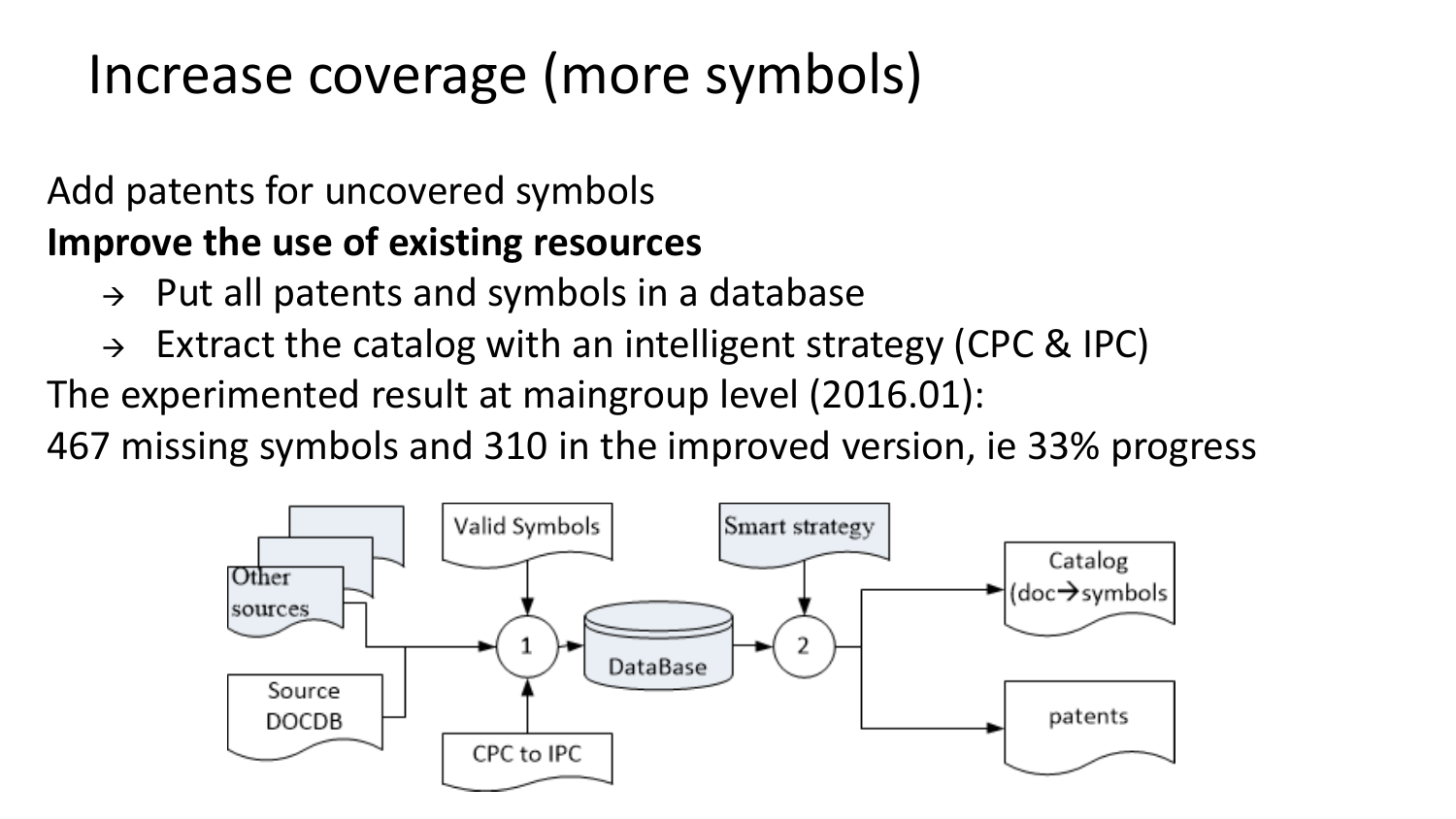# Increase coverage (more symbols)

Add patents for uncovered symbols

**Improve the use of existing resources**

- → Put all patents and symbols in a database
- → Extract the catalog with an intelligent strategy (CPC & IPC)

The experimented result at maingroup level (2016.01):

467 missing symbols and 310 in the improved version, ie 33% progress

Other sources

Source DOCDB

Valid Symbols

CPC to IPC

1

DataBase

Smart strategy

2

Catalog (doc→symbols

patents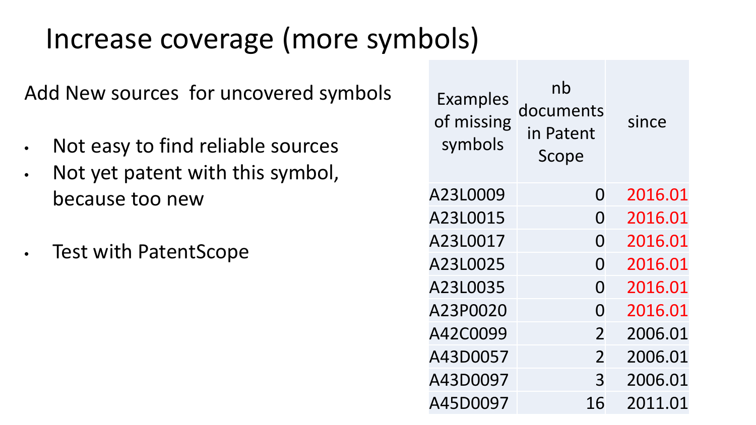# Increase coverage (more symbols)

Add New sources for uncovered symbols

- Not easy to find reliable sources
- Not yet patent with this symbol, because too new

- Test with PatentScope

| Examples of missing symbols | nb documents in Patent Scope | since |
|---|---|---|
| A23L0009 | 0 | 2016.01 |
| A23L0015 | 0 | 2016.01 |
| A23L0017 | 0 | 2016.01 |
| A23L0025 | 0 | 2016.01 |
| A23L0035 | 0 | 2016.01 |
| A23P0020 | 0 | 2016.01 |
| A42C0099 | 2 | 2006.01 |
| A43D0057 | 2 | 2006.01 |
| A43D0097 | 3 | 2006.01 |
| A45D0097 | 16 | 2011.01 |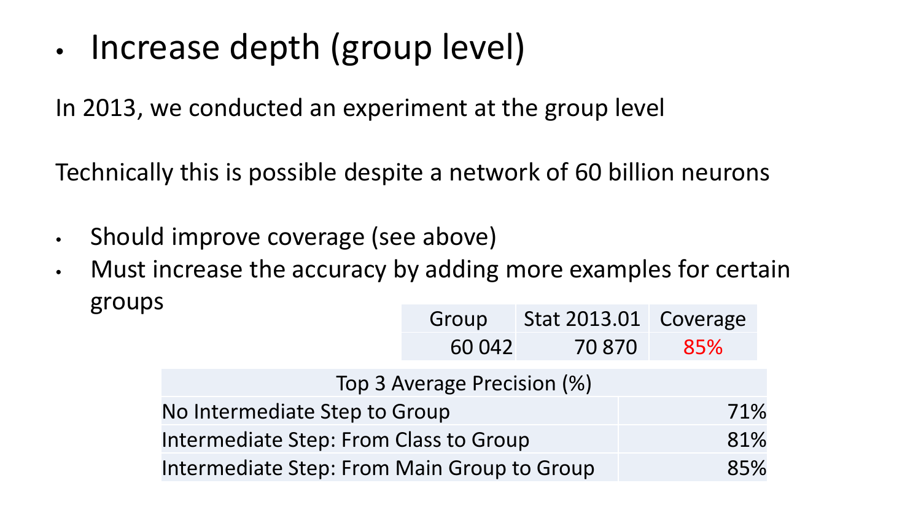- Increase depth (group level)

In 2013, we conducted an experiment at the group level

Technically this is possible despite a network of 60 billion neurons

- Should improve coverage (see above)
- Must increase the accuracy by adding more examples for certain groups

| Group | Stat 2013.01 | Coverage |
| --- | --- | --- |
| 60 042 | 70 870 | 85% |

| Top 3 Average Precision (%) | |
| --- | --- |
| No Intermediate Step to Group | 71% |
| Intermediate Step: From Class to Group | 81% |
| Intermediate Step: From Main Group to Group | 85% |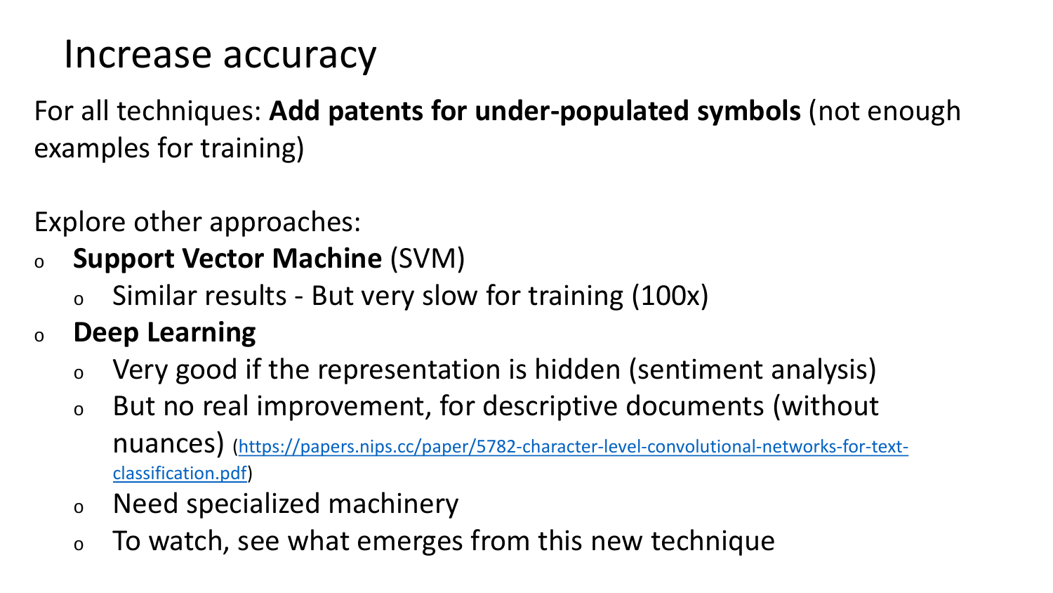# Increase accuracy

For all techniques: **Add patents for under-populated symbols** (not enough examples for training)

Explore other approaches:

- **Support Vector Machine** (SVM)
  - Similar results - But very slow for training (100x)
- **Deep Learning**
  - Very good if the representation is hidden (sentiment analysis)
  - But no real improvement, for descriptive documents (without nuances) ([https://papers.nips.cc/paper/5782-character-level-convolutional-networks-for-text-classification.pdf](https://papers.nips.cc/paper/5782-character-level-convolutional-networks-for-text-classification.pdf))
  - Need specialized machinery
  - To watch, see what emerges from this new technique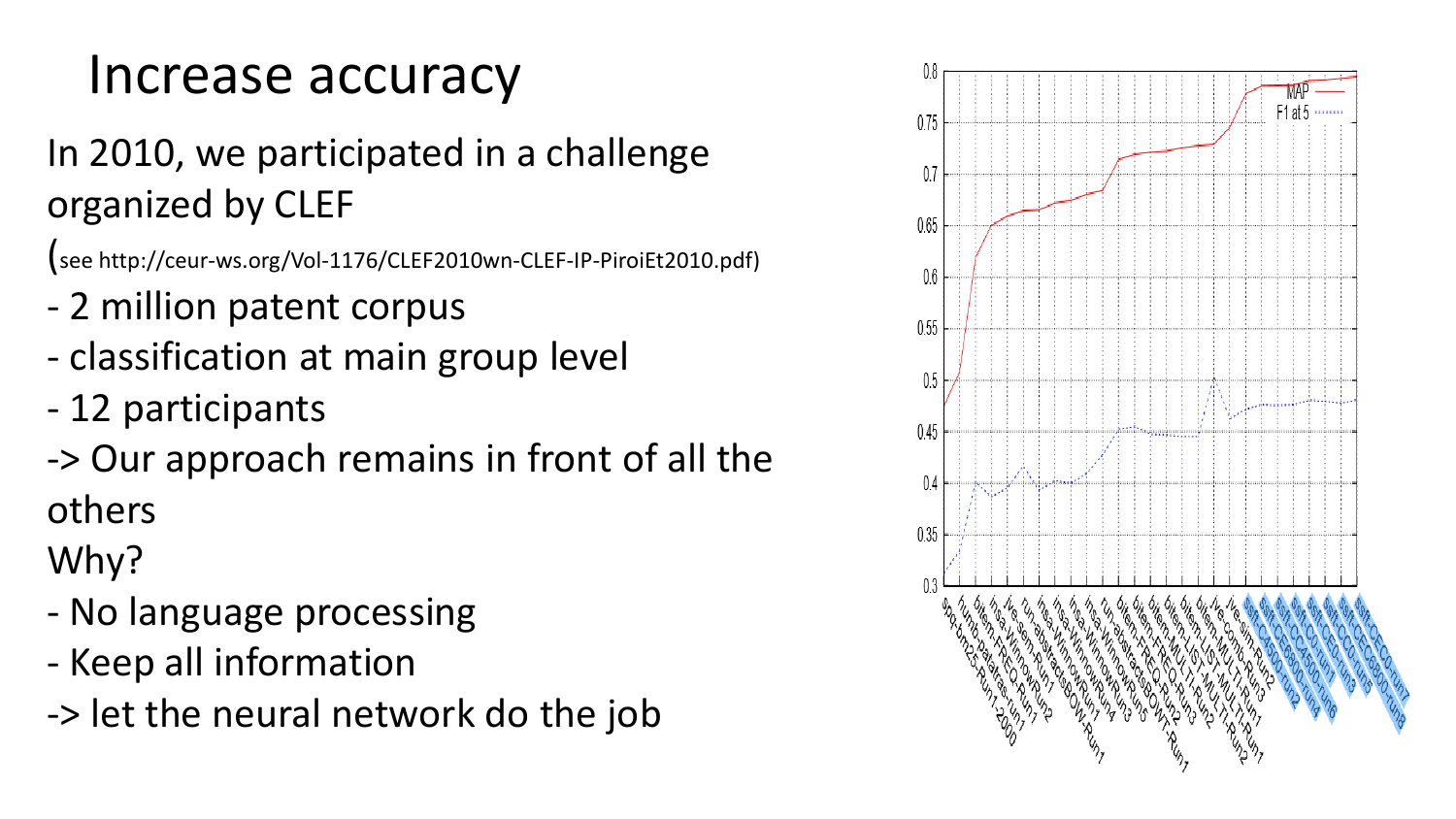# Increase accuracy

In 2010, we participated in a challenge organized by CLEF

(see http://ceur-ws.org/Vol-1176/CLEF2010wn-CLEF-IP-PiroiEt2010.pdf)

- 2 million patent corpus
- classification at main group level
- 12 participants

-> Our approach remains in front of all the others

Why?

- No language processing
- Keep all information

-> let the neural network do the job

0.8
0.75
0.7
0.65
0.6
0.55
0.5
0.45
0.4
0.35
0.3

MAP
F1 at 5

spq-bm25-Run1-2000
humb-patatras-run1
bitem-FREQ-Run1
insa-WinnowRun2
ive-sem-Run1
run-abstractsBOW-Run1
insa-WinnowRun1
insa-WinnowRun4
insa-WinnowRun3
insa-WinnowRun5
run-abstractsBOWT-Run1
bitem-FREQ-Run2
bitem-FREQ-Run3
bitem-MULT-Run2
bitem-LIST-Run2
bitem-LIST-MULT-Run1
bitem-MULT-Run1
bitem-LIST-MULT-Run2
ive-comb-Run3
ive-sim-Run2
sslt-CEC-run2
sslt-CE3500-run4
sslt-CA1500-run6
sslt-CC0-run3
sslt-CCC0-run5
sslt-CEC3800-run8
sslt-CEC0-run1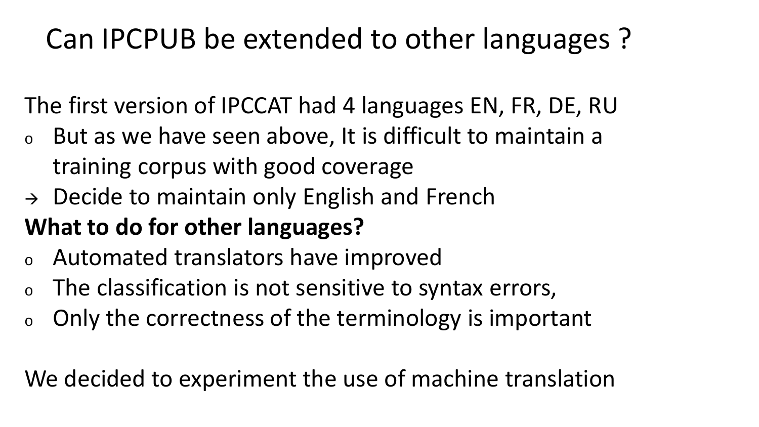# Can IPCPUB be extended to other languages ?

The first version of IPCCAT had 4 languages EN, FR, DE, RU

- But as we have seen above, It is difficult to maintain a training corpus with good coverage

→ Decide to maintain only English and French

**What to do for other languages?**

- Automated translators have improved
- The classification is not sensitive to syntax errors,
- Only the correctness of the terminology is important

We decided to experiment the use of machine translation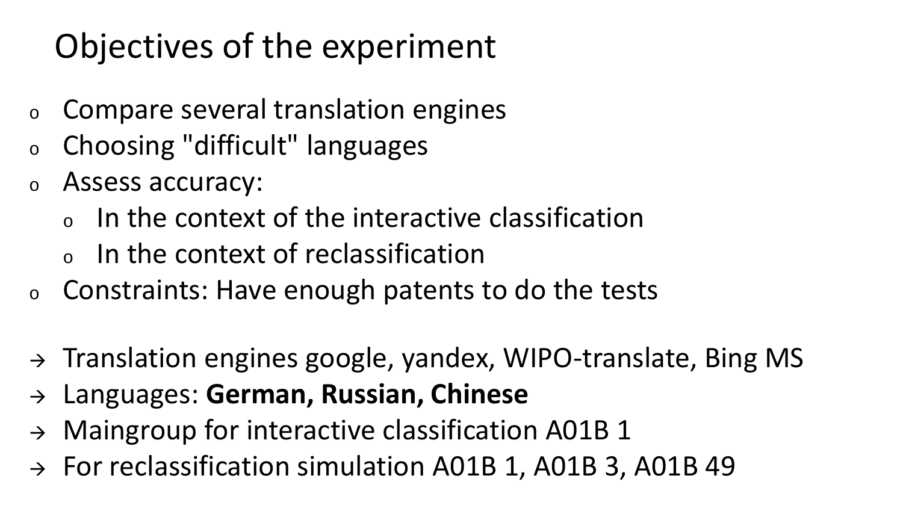# Objectives of the experiment

- Compare several translation engines
- Choosing "difficult" languages
- Assess accuracy:
  - In the context of the interactive classification
  - In the context of reclassification
- Constraints: Have enough patents to do the tests

→ Translation engines google, yandex, WIPO-translate, Bing MS

→ Languages: **German, Russian, Chinese**

→ Maingroup for interactive classification A01B 1

→ For reclassification simulation A01B 1, A01B 3, A01B 49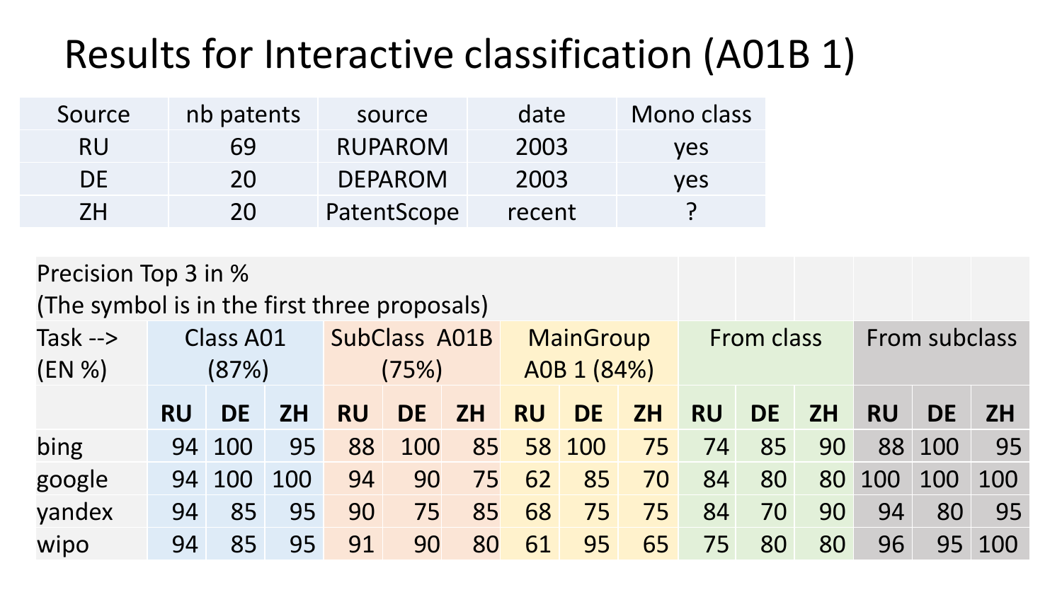# Results for Interactive classification (A01B 1)

| Source | nb patents | source | date | Mono class |
|---|---|---|---|---|
| RU | 69 | RUPAROM | 2003 | yes |
| DE | 20 | DEPAROM | 2003 | yes |
| ZH | 20 | PatentScope | recent | ? |

Precision Top 3 in %
(The symbol is in the first three proposals)

| Task --> (EN %) | Class A01 (87%) | | | SubClass A01B (75%) | | | MainGroup A0B 1 (84%) | | | From class | | | From subclass | | |
|---|---|---|---|---|---|---|---|---|---|---|---|---|---|---|---|
| | **RU** | **DE** | **ZH** | **RU** | **DE** | **ZH** | **RU** | **DE** | **ZH** | **RU** | **DE** | **ZH** | **RU** | **DE** | **ZH** |
| bing | 94 | 100 | 95 | 88 | 100 | 85 | 58 | 100 | 75 | 74 | 85 | 90 | 88 | 100 | 95 |
| google | 94 | 100 | 100 | 94 | 90 | 75 | 62 | 85 | 70 | 84 | 80 | 80 | 100 | 100 | 100 |
| yandex | 94 | 85 | 95 | 90 | 75 | 85 | 68 | 75 | 75 | 84 | 70 | 90 | 94 | 80 | 95 |
| wipo | 94 | 85 | 95 | 91 | 90 | 80 | 61 | 95 | 65 | 75 | 80 | 80 | 96 | 95 | 100 |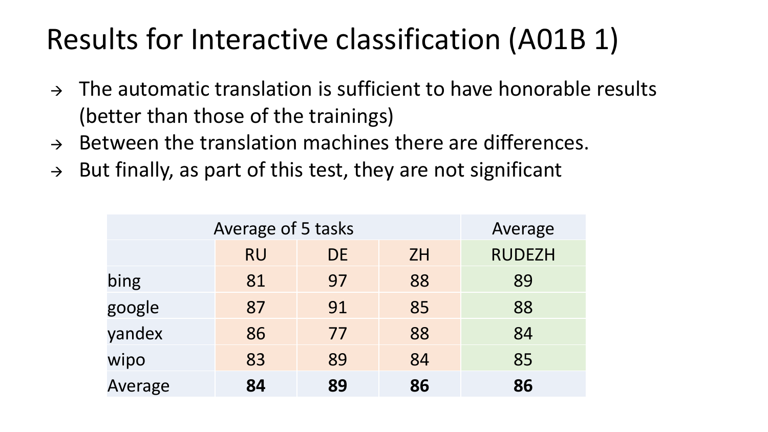# Results for Interactive classification (A01B 1)

- The automatic translation is sufficient to have honorable results (better than those of the trainings)
- Between the translation machines there are differences.
- But finally, as part of this test, they are not significant

| Average of 5 tasks | | | | Average |
|---|---|---|---|---|
| | RU | DE | ZH | RUDEZH |
| bing | 81 | 97 | 88 | 89 |
| google | 87 | 91 | 85 | 88 |
| yandex | 86 | 77 | 88 | 84 |
| wipo | 83 | 89 | 84 | 85 |
| Average | **84** | **89** | **86** | **86** |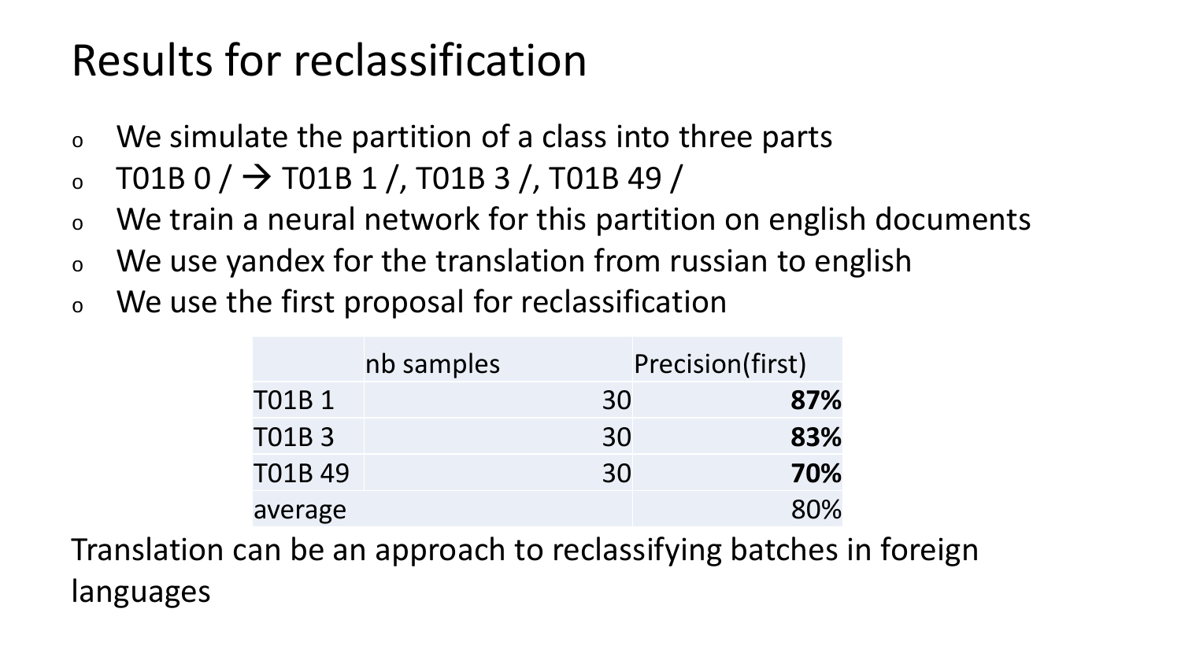# Results for reclassification

- We simulate the partition of a class into three parts
- T01B 0 / → T01B 1 /, T01B 3 /, T01B 49 /
- We train a neural network for this partition on english documents
- We use yandex for the translation from russian to english
- We use the first proposal for reclassification

| | nb samples | Precision(first) |
|---|---|---|
| T01B 1 | 30 | **87%** |
| T01B 3 | 30 | **83%** |
| T01B 49 | 30 | **70%** |
| average | | 80% |

Translation can be an approach to reclassifying batches in foreign languages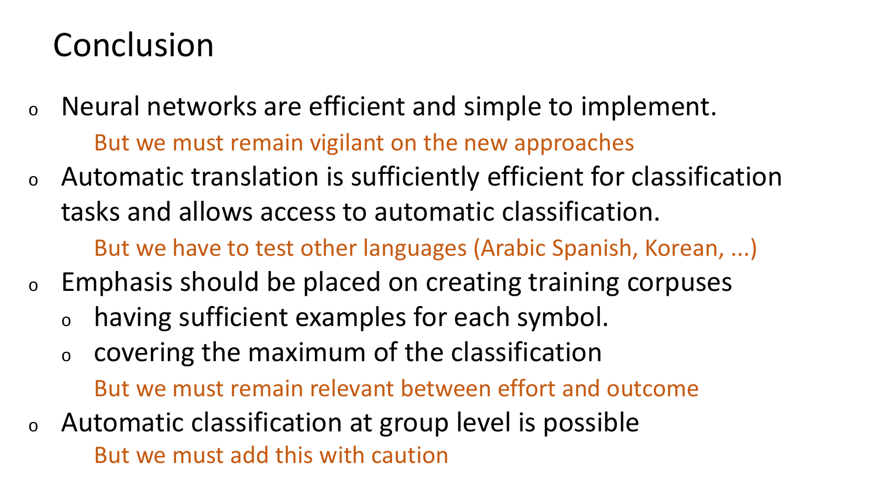# Conclusion

- Neural networks are efficient and simple to implement.

  But we must remain vigilant on the new approaches

- Automatic translation is sufficiently efficient for classification tasks and allows access to automatic classification.

  But we have to test other languages (Arabic Spanish, Korean, ...)

- Emphasis should be placed on creating training corpuses
  - having sufficient examples for each symbol.
  - covering the maximum of the classification

  But we must remain relevant between effort and outcome

- Automatic classification at group level is possible

  But we must add this with caution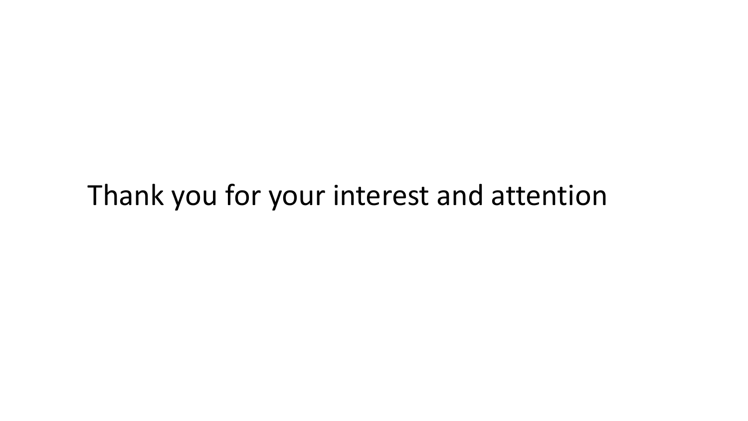Thank you for your interest and attention